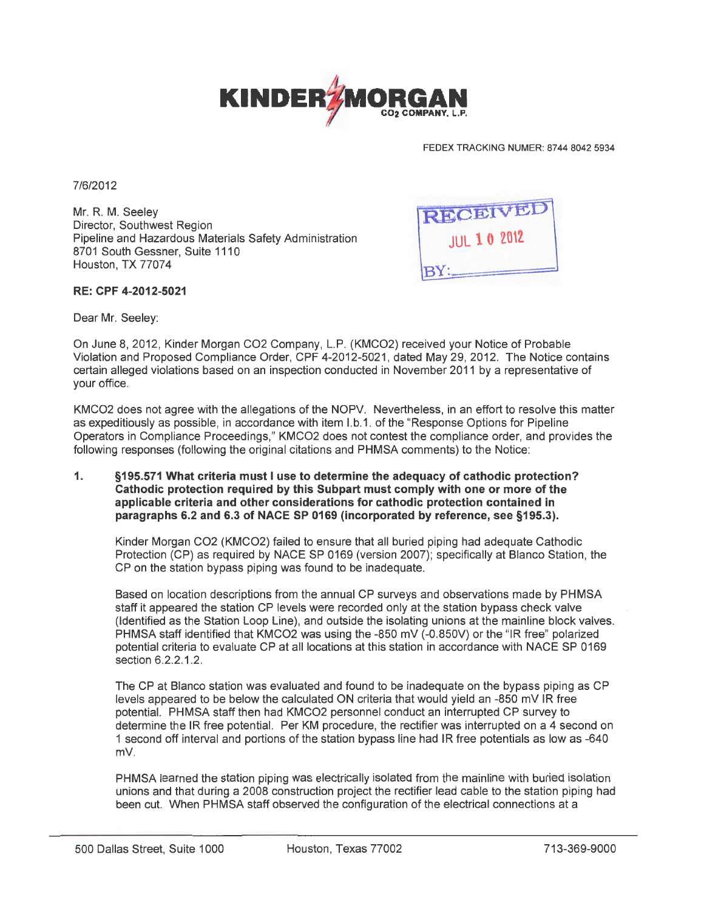**KINDER MORGAN**
CO2 COMPANY, L.P.

FEDEX TRACKING NUMER: 8744 8042 5934

7/6/2012

Mr. R. M. Seeley
Director, Southwest Region
Pipeline and Hazardous Materials Safety Administration
8701 South Gessner, Suite 1110
Houston, TX 77074

RECEIVED
JUL 10 2012
BY:

**RE: CPF 4-2012-5021**

Dear Mr. Seeley:

On June 8, 2012, Kinder Morgan CO2 Company, L.P. (KMCO2) received your Notice of Probable Violation and Proposed Compliance Order, CPF 4-2012-5021, dated May 29, 2012. The Notice contains certain alleged violations based on an inspection conducted in November 2011 by a representative of your office.

KMCO2 does not agree with the allegations of the NOPV. Nevertheless, in an effort to resolve this matter as expeditiously as possible, in accordance with item I.b.1. of the "Response Options for Pipeline Operators in Compliance Proceedings," KMCO2 does not contest the compliance order, and provides the following responses (following the original citations and PHMSA comments) to the Notice:

1. **§195.571 What criteria must I use to determine the adequacy of cathodic protection? Cathodic protection required by this Subpart must comply with one or more of the applicable criteria and other considerations for cathodic protection contained in paragraphs 6.2 and 6.3 of NACE SP 0169 (incorporated by reference, see §195.3).**

   Kinder Morgan CO2 (KMCO2) failed to ensure that all buried piping had adequate Cathodic Protection (CP) as required by NACE SP 0169 (version 2007); specifically at Blanco Station, the CP on the station bypass piping was found to be inadequate.

   Based on location descriptions from the annual CP surveys and observations made by PHMSA staff it appeared the station CP levels were recorded only at the station bypass check valve (Identified as the Station Loop Line), and outside the isolating unions at the mainline block valves. PHMSA staff identified that KMCO2 was using the -850 mV (-0.850V) or the "IR free" polarized potential criteria to evaluate CP at all locations at this station in accordance with NACE SP 0169 section 6.2.2.1.2.

   The CP at Blanco station was evaluated and found to be inadequate on the bypass piping as CP levels appeared to be below the calculated ON criteria that would yield an -850 mV IR free potential. PHMSA staff then had KMCO2 personnel conduct an interrupted CP survey to determine the IR free potential. Per KM procedure, the rectifier was interrupted on a 4 second on 1 second off interval and portions of the station bypass line had IR free potentials as low as -640 mV.

   PHMSA learned the station piping was electrically isolated from the mainline with buried isolation unions and that during a 2008 construction project the rectifier lead cable to the station piping had been cut. When PHMSA staff observed the configuration of the electrical connections at a

500 Dallas Street, Suite 1000 Houston, Texas 77002 713-369-9000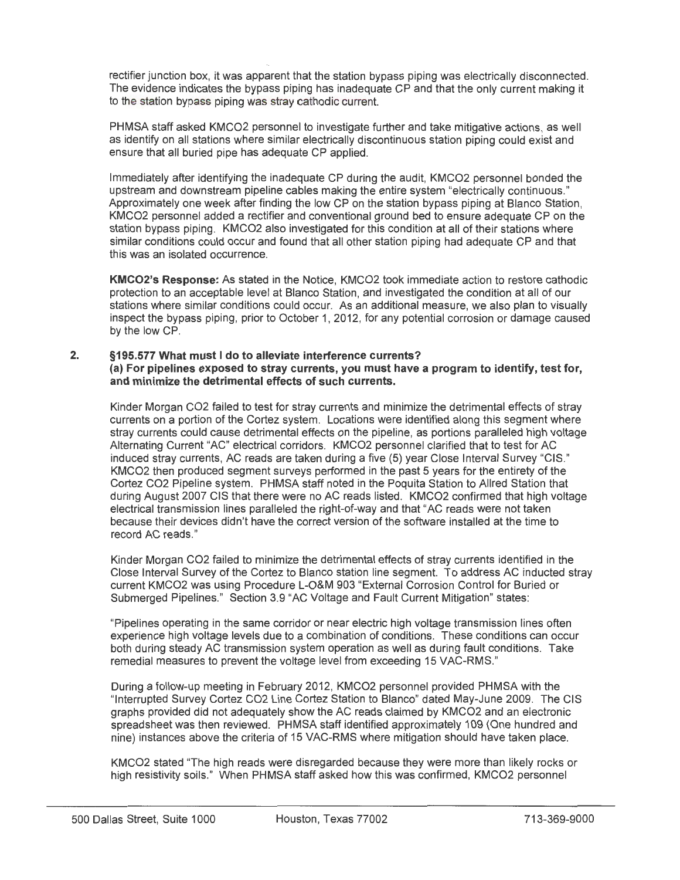rectifier junction box, it was apparent that the station bypass piping was electrically disconnected. The evidence indicates the bypass piping has inadequate CP and that the only current making it to the station bypass piping was stray cathodic current.

PHMSA staff asked KMCO2 personnel to investigate further and take mitigative actions, as well as identify on all stations where similar electrically discontinuous station piping could exist and ensure that all buried pipe has adequate CP applied.

Immediately after identifying the inadequate CP during the audit, KMCO2 personnel bonded the upstream and downstream pipeline cables making the entire system "electrically continuous." Approximately one week after finding the low CP on the station bypass piping at Blanco Station, KMCO2 personnel added a rectifier and conventional ground bed to ensure adequate CP on the station bypass piping. KMCO2 also investigated for this condition at all of their stations where similar conditions could occur and found that all other station piping had adequate CP and that this was an isolated occurrence.

**KMCO2's Response:** As stated in the Notice, KMCO2 took immediate action to restore cathodic protection to an acceptable level at Blanco Station, and investigated the condition at all of our stations where similar conditions could occur. As an additional measure, we also plan to visually inspect the bypass piping, prior to October 1, 2012, for any potential corrosion or damage caused by the low CP.

2. **§195.577 What must I do to alleviate interference currents?**
**(a) For pipelines exposed to stray currents, you must have a program to identify, test for, and minimize the detrimental effects of such currents.**

Kinder Morgan CO2 failed to test for stray currents and minimize the detrimental effects of stray currents on a portion of the Cortez system. Locations were identified along this segment where stray currents could cause detrimental effects on the pipeline, as portions paralleled high voltage Alternating Current "AC" electrical corridors. KMCO2 personnel clarified that to test for AC induced stray currents, AC reads are taken during a five (5) year Close Interval Survey "CIS." KMCO2 then produced segment surveys performed in the past 5 years for the entirety of the Cortez CO2 Pipeline system. PHMSA staff noted in the Poquita Station to Allred Station that during August 2007 CIS that there were no AC reads listed. KMCO2 confirmed that high voltage electrical transmission lines paralleled the right-of-way and that "AC reads were not taken because their devices didn't have the correct version of the software installed at the time to record AC reads."

Kinder Morgan CO2 failed to minimize the detrimental effects of stray currents identified in the Close Interval Survey of the Cortez to Blanco station line segment. To address AC inducted stray current KMCO2 was using Procedure L-O&M 903 "External Corrosion Control for Buried or Submerged Pipelines." Section 3.9 "AC Voltage and Fault Current Mitigation" states:

"Pipelines operating in the same corridor or near electric high voltage transmission lines often experience high voltage levels due to a combination of conditions. These conditions can occur both during steady AC transmission system operation as well as during fault conditions. Take remedial measures to prevent the voltage level from exceeding 15 VAC-RMS."

During a follow-up meeting in February 2012, KMCO2 personnel provided PHMSA with the "Interrupted Survey Cortez CO2 Line Cortez Station to Blanco" dated May-June 2009. The CIS graphs provided did not adequately show the AC reads claimed by KMCO2 and an electronic spreadsheet was then reviewed. PHMSA staff identified approximately 109 (One hundred and nine) instances above the criteria of 15 VAC-RMS where mitigation should have taken place.

KMCO2 stated "The high reads were disregarded because they were more than likely rocks or high resistivity soils." When PHMSA staff asked how this was confirmed, KMCO2 personnel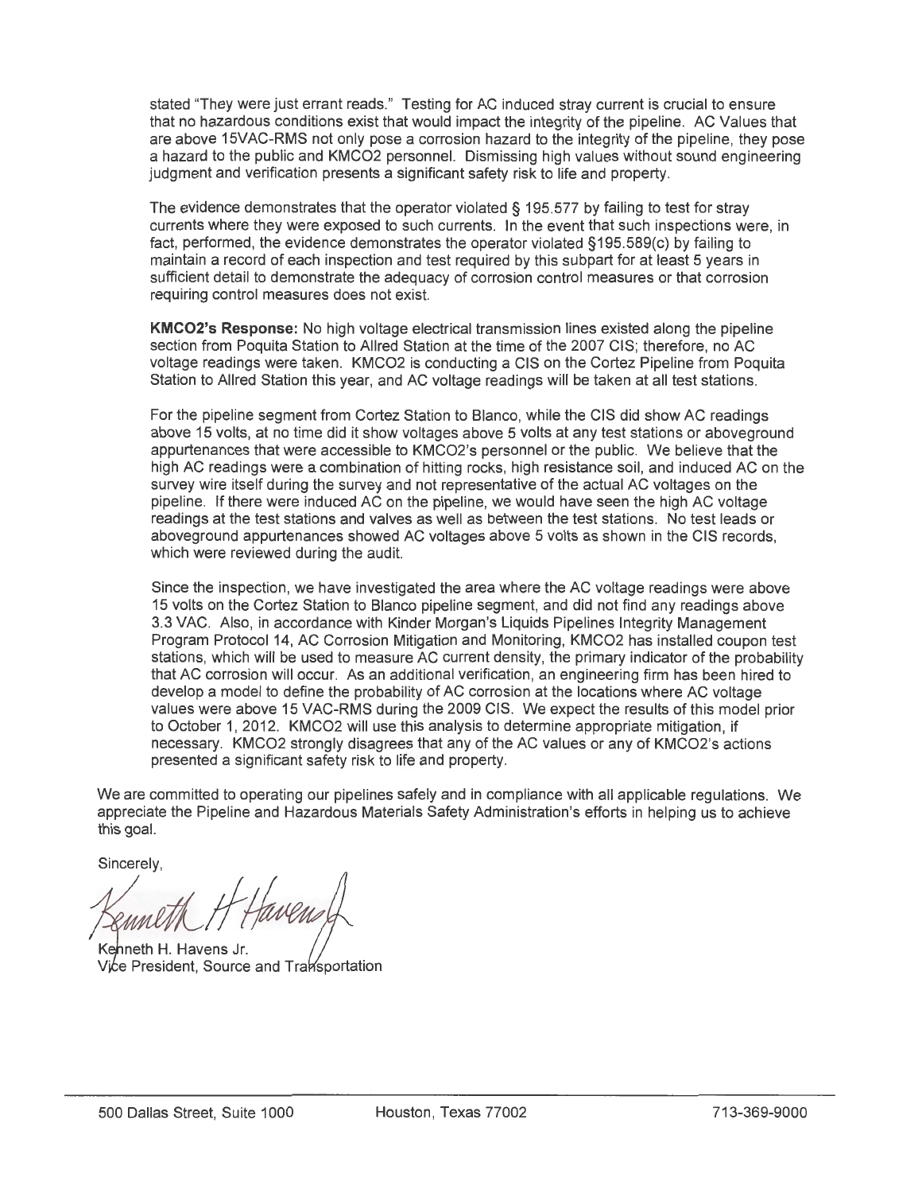stated "They were just errant reads." Testing for AC induced stray current is crucial to ensure that no hazardous conditions exist that would impact the integrity of the pipeline. AC Values that are above 15VAC-RMS not only pose a corrosion hazard to the integrity of the pipeline, they pose a hazard to the public and KMCO2 personnel. Dismissing high values without sound engineering judgment and verification presents a significant safety risk to life and property.

The evidence demonstrates that the operator violated § 195.577 by failing to test for stray currents where they were exposed to such currents. In the event that such inspections were, in fact, performed, the evidence demonstrates the operator violated §195.589(c) by failing to maintain a record of each inspection and test required by this subpart for at least 5 years in sufficient detail to demonstrate the adequacy of corrosion control measures or that corrosion requiring control measures does not exist.

**KMCO2's Response:** No high voltage electrical transmission lines existed along the pipeline section from Poquita Station to Allred Station at the time of the 2007 CIS; therefore, no AC voltage readings were taken. KMCO2 is conducting a CIS on the Cortez Pipeline from Poquita Station to Allred Station this year, and AC voltage readings will be taken at all test stations.

For the pipeline segment from Cortez Station to Blanco, while the CIS did show AC readings above 15 volts, at no time did it show voltages above 5 volts at any test stations or aboveground appurtenances that were accessible to KMCO2's personnel or the public. We believe that the high AC readings were a combination of hitting rocks, high resistance soil, and induced AC on the survey wire itself during the survey and not representative of the actual AC voltages on the pipeline. If there were induced AC on the pipeline, we would have seen the high AC voltage readings at the test stations and valves as well as between the test stations. No test leads or aboveground appurtenances showed AC voltages above 5 volts as shown in the CIS records, which were reviewed during the audit.

Since the inspection, we have investigated the area where the AC voltage readings were above 15 volts on the Cortez Station to Blanco pipeline segment, and did not find any readings above 3.3 VAC. Also, in accordance with Kinder Morgan's Liquids Pipelines Integrity Management Program Protocol 14, AC Corrosion Mitigation and Monitoring, KMCO2 has installed coupon test stations, which will be used to measure AC current density, the primary indicator of the probability that AC corrosion will occur. As an additional verification, an engineering firm has been hired to develop a model to define the probability of AC corrosion at the locations where AC voltage values were above 15 VAC-RMS during the 2009 CIS. We expect the results of this model prior to October 1, 2012. KMCO2 will use this analysis to determine appropriate mitigation, if necessary. KMCO2 strongly disagrees that any of the AC values or any of KMCO2's actions presented a significant safety risk to life and property.

We are committed to operating our pipelines safely and in compliance with all applicable regulations. We appreciate the Pipeline and Hazardous Materials Safety Administration's efforts in helping us to achieve this goal.

Sincerely,

Kenneth H Havens Jr

Kenneth H. Havens Jr.
Vice President, Source and Transportation

500 Dallas Street, Suite 1000 Houston, Texas 77002 713-369-9000